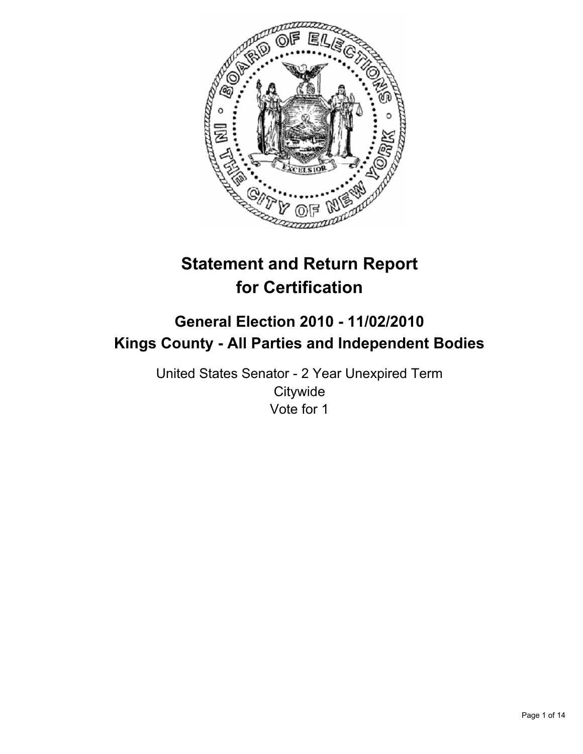# Statement and Return Report for Certification

## General Election 2010 - 11/02/2010
## Kings County - All Parties and Independent Bodies

United States Senator - 2 Year Unexpired Term
Citywide
Vote for 1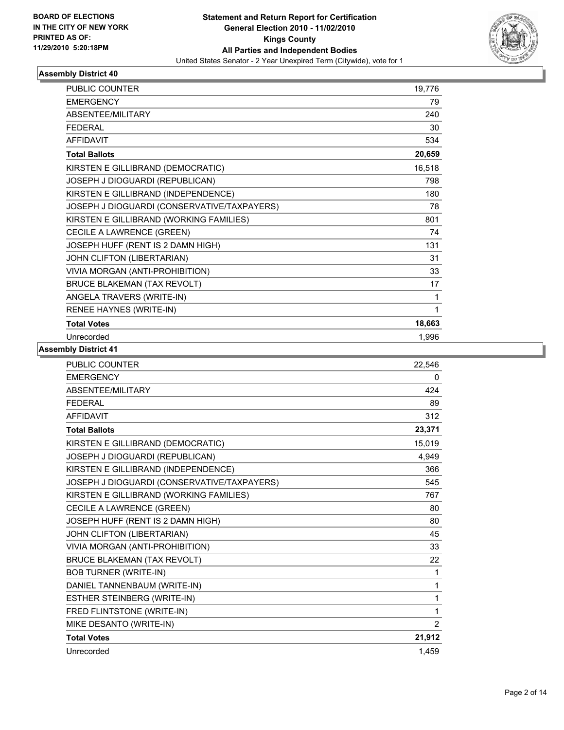BOARD OF ELECTIONS
IN THE CITY OF NEW YORK
PRINTED AS OF:
11/29/2010 5:20:18PM

**Statement and Return Report for Certification**
**General Election 2010 - 11/02/2010**
**Kings County**
**All Parties and Independent Bodies**
United States Senator - 2 Year Unexpired Term (Citywide), vote for 1

## Assembly District 40

| | |
|---|---|
| PUBLIC COUNTER | 19,776 |
| EMERGENCY | 79 |
| ABSENTEE/MILITARY | 240 |
| FEDERAL | 30 |
| AFFIDAVIT | 534 |
| **Total Ballots** | **20,659** |
| KIRSTEN E GILLIBRAND (DEMOCRATIC) | 16,518 |
| JOSEPH J DIOGUARDI (REPUBLICAN) | 798 |
| KIRSTEN E GILLIBRAND (INDEPENDENCE) | 180 |
| JOSEPH J DIOGUARDI (CONSERVATIVE/TAXPAYERS) | 78 |
| KIRSTEN E GILLIBRAND (WORKING FAMILIES) | 801 |
| CECILE A LAWRENCE (GREEN) | 74 |
| JOSEPH HUFF (RENT IS 2 DAMN HIGH) | 131 |
| JOHN CLIFTON (LIBERTARIAN) | 31 |
| VIVIA MORGAN (ANTI-PROHIBITION) | 33 |
| BRUCE BLAKEMAN (TAX REVOLT) | 17 |
| ANGELA TRAVERS (WRITE-IN) | 1 |
| RENEE HAYNES (WRITE-IN) | 1 |
| **Total Votes** | **18,663** |
| Unrecorded | 1,996 |

## Assembly District 41

| | |
|---|---|
| PUBLIC COUNTER | 22,546 |
| EMERGENCY | 0 |
| ABSENTEE/MILITARY | 424 |
| FEDERAL | 89 |
| AFFIDAVIT | 312 |
| **Total Ballots** | **23,371** |
| KIRSTEN E GILLIBRAND (DEMOCRATIC) | 15,019 |
| JOSEPH J DIOGUARDI (REPUBLICAN) | 4,949 |
| KIRSTEN E GILLIBRAND (INDEPENDENCE) | 366 |
| JOSEPH J DIOGUARDI (CONSERVATIVE/TAXPAYERS) | 545 |
| KIRSTEN E GILLIBRAND (WORKING FAMILIES) | 767 |
| CECILE A LAWRENCE (GREEN) | 80 |
| JOSEPH HUFF (RENT IS 2 DAMN HIGH) | 80 |
| JOHN CLIFTON (LIBERTARIAN) | 45 |
| VIVIA MORGAN (ANTI-PROHIBITION) | 33 |
| BRUCE BLAKEMAN (TAX REVOLT) | 22 |
| BOB TURNER (WRITE-IN) | 1 |
| DANIEL TANNENBAUM (WRITE-IN) | 1 |
| ESTHER STEINBERG (WRITE-IN) | 1 |
| FRED FLINTSTONE (WRITE-IN) | 1 |
| MIKE DESANTO (WRITE-IN) | 2 |
| **Total Votes** | **21,912** |
| Unrecorded | 1,459 |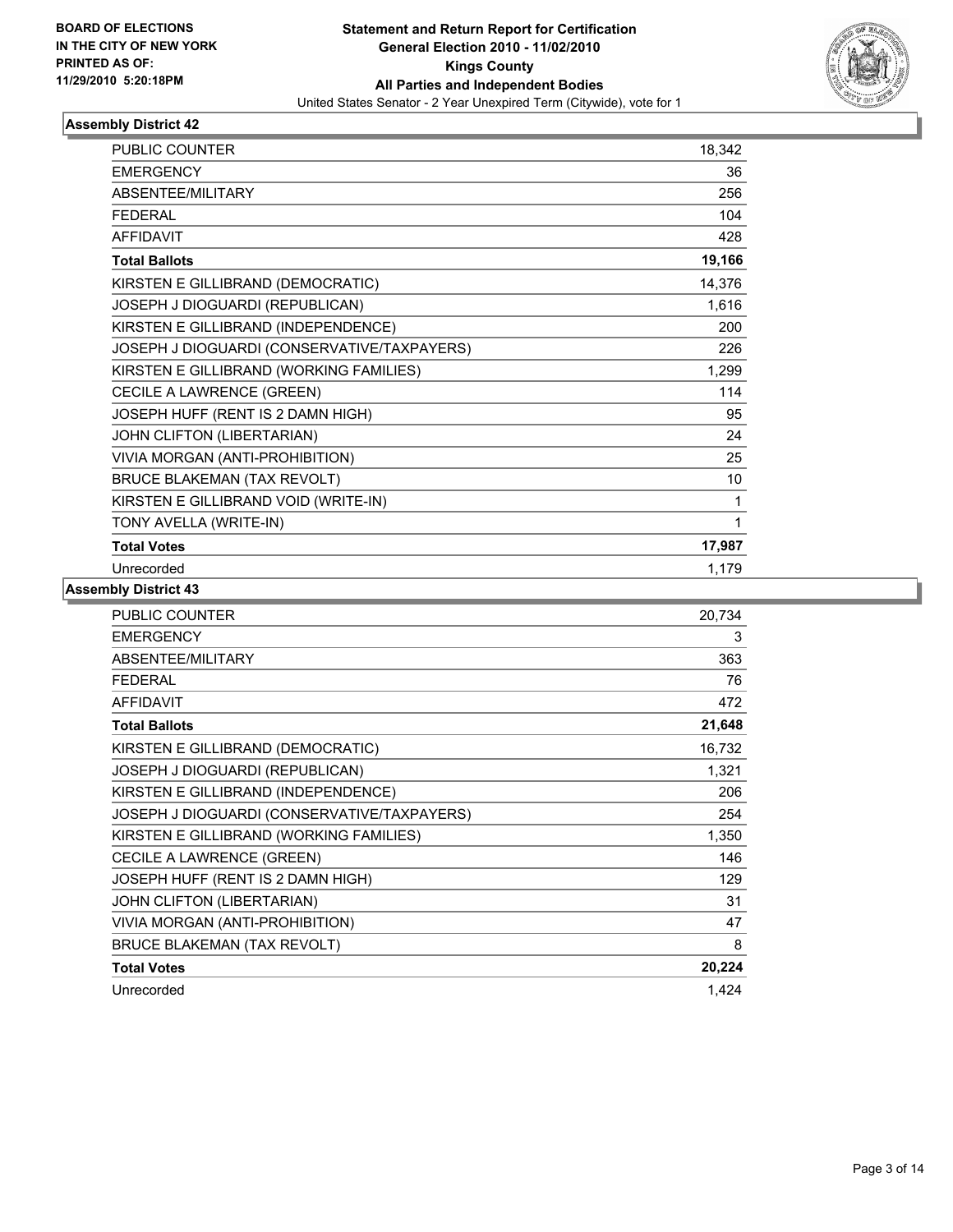BOARD OF ELECTIONS
IN THE CITY OF NEW YORK
PRINTED AS OF:
11/29/2010 5:20:18PM

**Statement and Return Report for Certification**
**General Election 2010 - 11/02/2010**
**Kings County**
**All Parties and Independent Bodies**
United States Senator - 2 Year Unexpired Term (Citywide), vote for 1

### Assembly District 42

| | |
|---|---|
| PUBLIC COUNTER | 18,342 |
| EMERGENCY | 36 |
| ABSENTEE/MILITARY | 256 |
| FEDERAL | 104 |
| AFFIDAVIT | 428 |
| **Total Ballots** | **19,166** |
| KIRSTEN E GILLIBRAND (DEMOCRATIC) | 14,376 |
| JOSEPH J DIOGUARDI (REPUBLICAN) | 1,616 |
| KIRSTEN E GILLIBRAND (INDEPENDENCE) | 200 |
| JOSEPH J DIOGUARDI (CONSERVATIVE/TAXPAYERS) | 226 |
| KIRSTEN E GILLIBRAND (WORKING FAMILIES) | 1,299 |
| CECILE A LAWRENCE (GREEN) | 114 |
| JOSEPH HUFF (RENT IS 2 DAMN HIGH) | 95 |
| JOHN CLIFTON (LIBERTARIAN) | 24 |
| VIVIA MORGAN (ANTI-PROHIBITION) | 25 |
| BRUCE BLAKEMAN (TAX REVOLT) | 10 |
| KIRSTEN E GILLIBRAND VOID (WRITE-IN) | 1 |
| TONY AVELLA (WRITE-IN) | 1 |
| **Total Votes** | **17,987** |
| Unrecorded | 1,179 |

### Assembly District 43

| | |
|---|---|
| PUBLIC COUNTER | 20,734 |
| EMERGENCY | 3 |
| ABSENTEE/MILITARY | 363 |
| FEDERAL | 76 |
| AFFIDAVIT | 472 |
| **Total Ballots** | **21,648** |
| KIRSTEN E GILLIBRAND (DEMOCRATIC) | 16,732 |
| JOSEPH J DIOGUARDI (REPUBLICAN) | 1,321 |
| KIRSTEN E GILLIBRAND (INDEPENDENCE) | 206 |
| JOSEPH J DIOGUARDI (CONSERVATIVE/TAXPAYERS) | 254 |
| KIRSTEN E GILLIBRAND (WORKING FAMILIES) | 1,350 |
| CECILE A LAWRENCE (GREEN) | 146 |
| JOSEPH HUFF (RENT IS 2 DAMN HIGH) | 129 |
| JOHN CLIFTON (LIBERTARIAN) | 31 |
| VIVIA MORGAN (ANTI-PROHIBITION) | 47 |
| BRUCE BLAKEMAN (TAX REVOLT) | 8 |
| **Total Votes** | **20,224** |
| Unrecorded | 1,424 |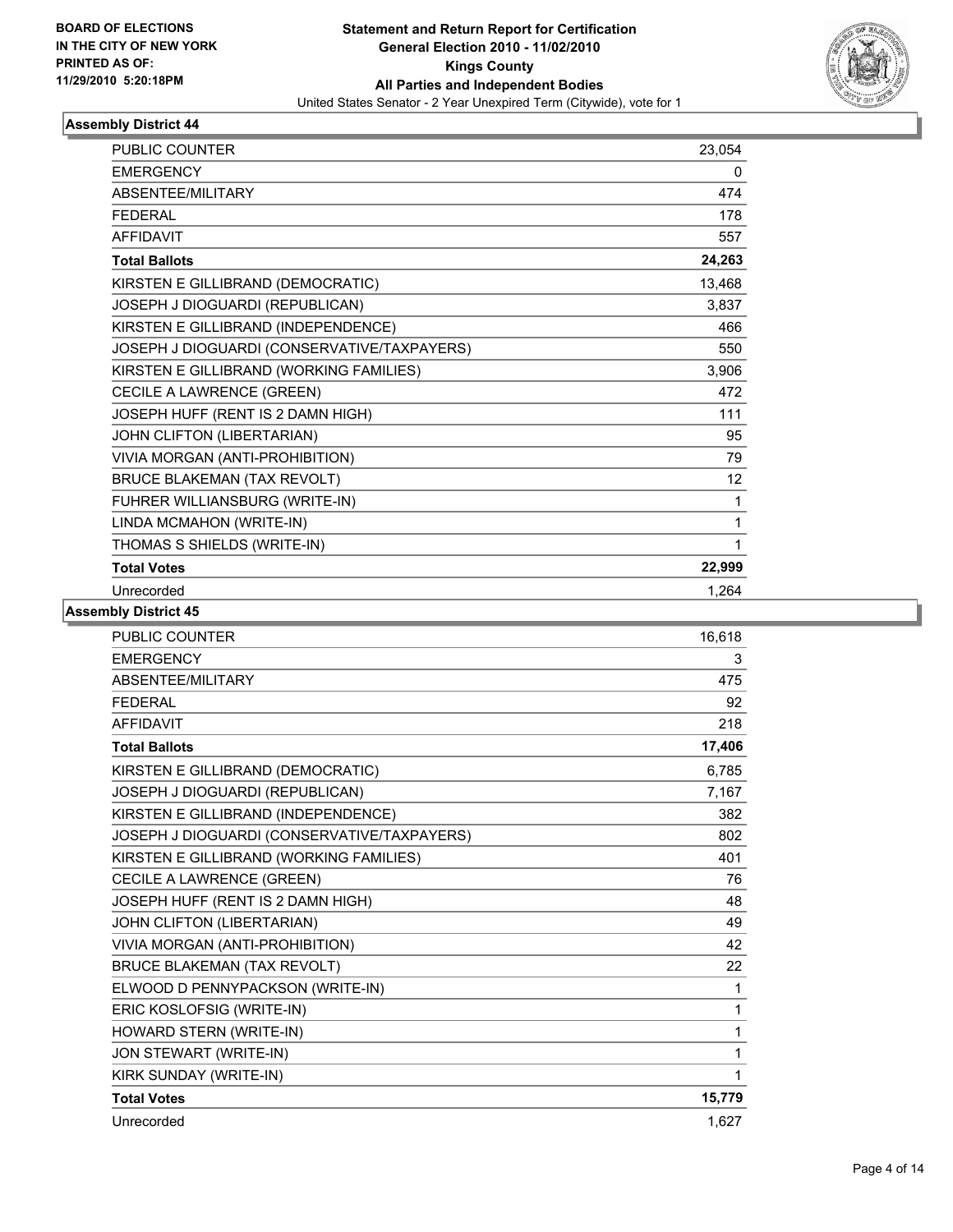BOARD OF ELECTIONS
IN THE CITY OF NEW YORK
PRINTED AS OF:
11/29/2010 5:20:18PM

**Statement and Return Report for Certification**
**General Election 2010 - 11/02/2010**
**Kings County**
**All Parties and Independent Bodies**
United States Senator - 2 Year Unexpired Term (Citywide), vote for 1

## Assembly District 44

| | |
|---|---|
| PUBLIC COUNTER | 23,054 |
| EMERGENCY | 0 |
| ABSENTEE/MILITARY | 474 |
| FEDERAL | 178 |
| AFFIDAVIT | 557 |
| **Total Ballots** | **24,263** |
| KIRSTEN E GILLIBRAND (DEMOCRATIC) | 13,468 |
| JOSEPH J DIOGUARDI (REPUBLICAN) | 3,837 |
| KIRSTEN E GILLIBRAND (INDEPENDENCE) | 466 |
| JOSEPH J DIOGUARDI (CONSERVATIVE/TAXPAYERS) | 550 |
| KIRSTEN E GILLIBRAND (WORKING FAMILIES) | 3,906 |
| CECILE A LAWRENCE (GREEN) | 472 |
| JOSEPH HUFF (RENT IS 2 DAMN HIGH) | 111 |
| JOHN CLIFTON (LIBERTARIAN) | 95 |
| VIVIA MORGAN (ANTI-PROHIBITION) | 79 |
| BRUCE BLAKEMAN (TAX REVOLT) | 12 |
| FUHRER WILLIANSBURG (WRITE-IN) | 1 |
| LINDA MCMAHON (WRITE-IN) | 1 |
| THOMAS S SHIELDS (WRITE-IN) | 1 |
| **Total Votes** | **22,999** |
| Unrecorded | 1,264 |

## Assembly District 45

| | |
|---|---|
| PUBLIC COUNTER | 16,618 |
| EMERGENCY | 3 |
| ABSENTEE/MILITARY | 475 |
| FEDERAL | 92 |
| AFFIDAVIT | 218 |
| **Total Ballots** | **17,406** |
| KIRSTEN E GILLIBRAND (DEMOCRATIC) | 6,785 |
| JOSEPH J DIOGUARDI (REPUBLICAN) | 7,167 |
| KIRSTEN E GILLIBRAND (INDEPENDENCE) | 382 |
| JOSEPH J DIOGUARDI (CONSERVATIVE/TAXPAYERS) | 802 |
| KIRSTEN E GILLIBRAND (WORKING FAMILIES) | 401 |
| CECILE A LAWRENCE (GREEN) | 76 |
| JOSEPH HUFF (RENT IS 2 DAMN HIGH) | 48 |
| JOHN CLIFTON (LIBERTARIAN) | 49 |
| VIVIA MORGAN (ANTI-PROHIBITION) | 42 |
| BRUCE BLAKEMAN (TAX REVOLT) | 22 |
| ELWOOD D PENNYPACKSON (WRITE-IN) | 1 |
| ERIC KOSLOFSIG (WRITE-IN) | 1 |
| HOWARD STERN (WRITE-IN) | 1 |
| JON STEWART (WRITE-IN) | 1 |
| KIRK SUNDAY (WRITE-IN) | 1 |
| **Total Votes** | **15,779** |
| Unrecorded | 1,627 |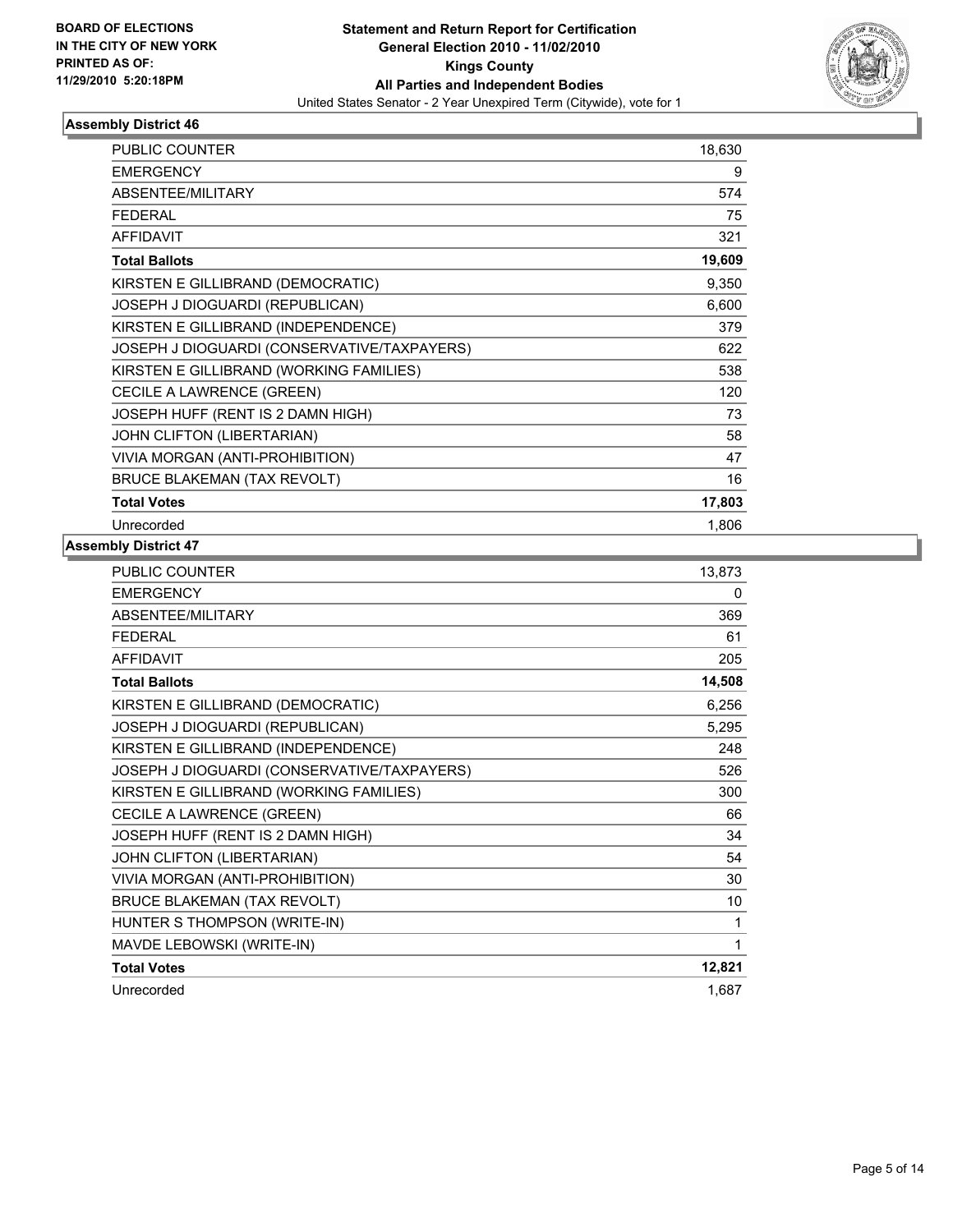BOARD OF ELECTIONS
IN THE CITY OF NEW YORK
PRINTED AS OF:
11/29/2010 5:20:18PM

**Statement and Return Report for Certification**
**General Election 2010 - 11/02/2010**
**Kings County**
**All Parties and Independent Bodies**
United States Senator - 2 Year Unexpired Term (Citywide), vote for 1

### Assembly District 46

| | |
|---|---|
| PUBLIC COUNTER | 18,630 |
| EMERGENCY | 9 |
| ABSENTEE/MILITARY | 574 |
| FEDERAL | 75 |
| AFFIDAVIT | 321 |
| **Total Ballots** | **19,609** |
| KIRSTEN E GILLIBRAND (DEMOCRATIC) | 9,350 |
| JOSEPH J DIOGUARDI (REPUBLICAN) | 6,600 |
| KIRSTEN E GILLIBRAND (INDEPENDENCE) | 379 |
| JOSEPH J DIOGUARDI (CONSERVATIVE/TAXPAYERS) | 622 |
| KIRSTEN E GILLIBRAND (WORKING FAMILIES) | 538 |
| CECILE A LAWRENCE (GREEN) | 120 |
| JOSEPH HUFF (RENT IS 2 DAMN HIGH) | 73 |
| JOHN CLIFTON (LIBERTARIAN) | 58 |
| VIVIA MORGAN (ANTI-PROHIBITION) | 47 |
| BRUCE BLAKEMAN (TAX REVOLT) | 16 |
| **Total Votes** | **17,803** |
| Unrecorded | 1,806 |

### Assembly District 47

| | |
|---|---|
| PUBLIC COUNTER | 13,873 |
| EMERGENCY | 0 |
| ABSENTEE/MILITARY | 369 |
| FEDERAL | 61 |
| AFFIDAVIT | 205 |
| **Total Ballots** | **14,508** |
| KIRSTEN E GILLIBRAND (DEMOCRATIC) | 6,256 |
| JOSEPH J DIOGUARDI (REPUBLICAN) | 5,295 |
| KIRSTEN E GILLIBRAND (INDEPENDENCE) | 248 |
| JOSEPH J DIOGUARDI (CONSERVATIVE/TAXPAYERS) | 526 |
| KIRSTEN E GILLIBRAND (WORKING FAMILIES) | 300 |
| CECILE A LAWRENCE (GREEN) | 66 |
| JOSEPH HUFF (RENT IS 2 DAMN HIGH) | 34 |
| JOHN CLIFTON (LIBERTARIAN) | 54 |
| VIVIA MORGAN (ANTI-PROHIBITION) | 30 |
| BRUCE BLAKEMAN (TAX REVOLT) | 10 |
| HUNTER S THOMPSON (WRITE-IN) | 1 |
| MAVDE LEBOWSKI (WRITE-IN) | 1 |
| **Total Votes** | **12,821** |
| Unrecorded | 1,687 |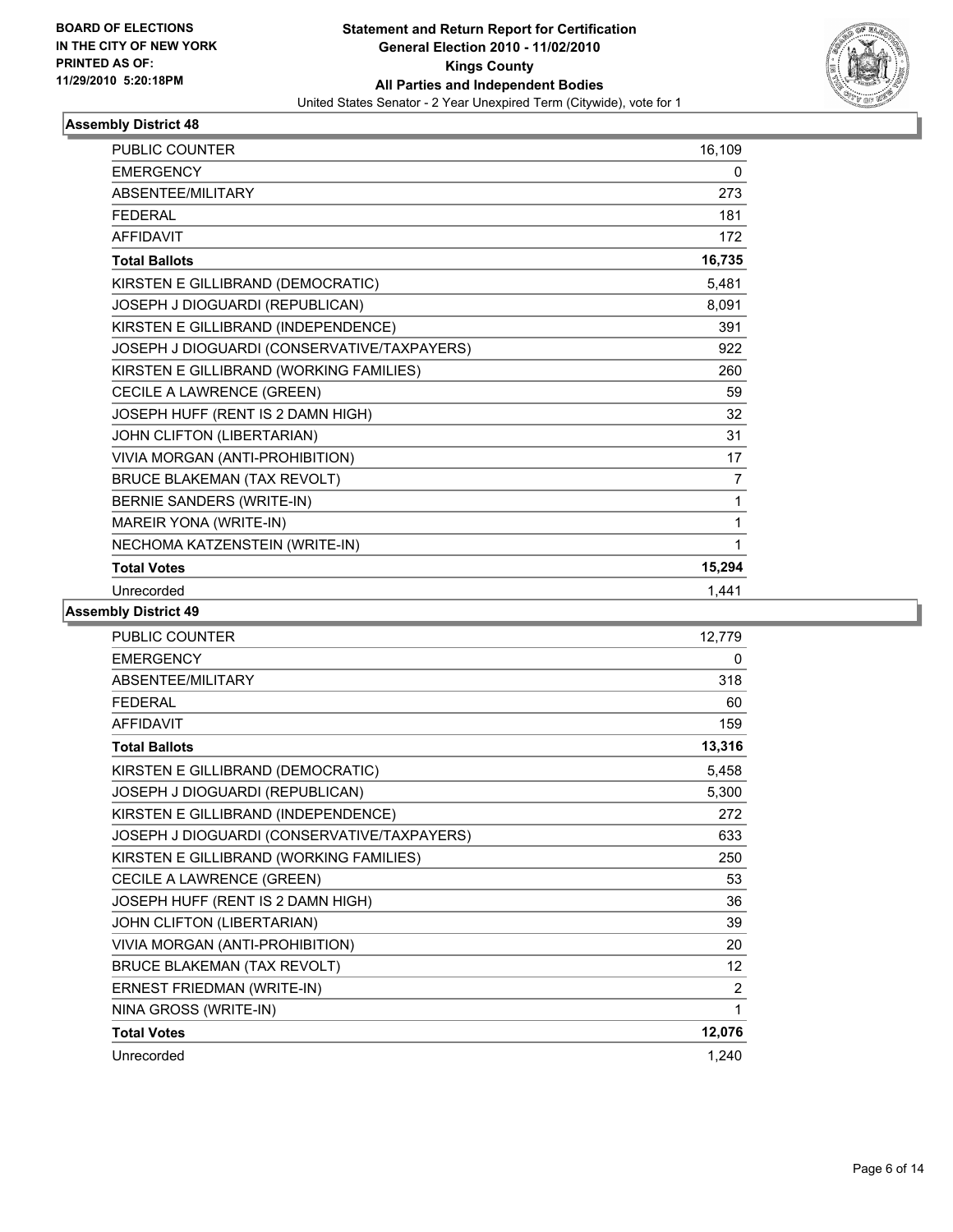**BOARD OF ELECTIONS IN THE CITY OF NEW YORK PRINTED AS OF: 11/29/2010 5:20:18PM**

# Statement and Return Report for Certification
## General Election 2010 - 11/02/2010
## Kings County
## All Parties and Independent Bodies
United States Senator - 2 Year Unexpired Term (Citywide), vote for 1

### Assembly District 48

| | |
|---|---|
| PUBLIC COUNTER | 16,109 |
| EMERGENCY | 0 |
| ABSENTEE/MILITARY | 273 |
| FEDERAL | 181 |
| AFFIDAVIT | 172 |
| **Total Ballots** | **16,735** |
| KIRSTEN E GILLIBRAND (DEMOCRATIC) | 5,481 |
| JOSEPH J DIOGUARDI (REPUBLICAN) | 8,091 |
| KIRSTEN E GILLIBRAND (INDEPENDENCE) | 391 |
| JOSEPH J DIOGUARDI (CONSERVATIVE/TAXPAYERS) | 922 |
| KIRSTEN E GILLIBRAND (WORKING FAMILIES) | 260 |
| CECILE A LAWRENCE (GREEN) | 59 |
| JOSEPH HUFF (RENT IS 2 DAMN HIGH) | 32 |
| JOHN CLIFTON (LIBERTARIAN) | 31 |
| VIVIA MORGAN (ANTI-PROHIBITION) | 17 |
| BRUCE BLAKEMAN (TAX REVOLT) | 7 |
| BERNIE SANDERS (WRITE-IN) | 1 |
| MAREIR YONA (WRITE-IN) | 1 |
| NECHOMA KATZENSTEIN (WRITE-IN) | 1 |
| **Total Votes** | **15,294** |
| Unrecorded | 1,441 |

### Assembly District 49

| | |
|---|---|
| PUBLIC COUNTER | 12,779 |
| EMERGENCY | 0 |
| ABSENTEE/MILITARY | 318 |
| FEDERAL | 60 |
| AFFIDAVIT | 159 |
| **Total Ballots** | **13,316** |
| KIRSTEN E GILLIBRAND (DEMOCRATIC) | 5,458 |
| JOSEPH J DIOGUARDI (REPUBLICAN) | 5,300 |
| KIRSTEN E GILLIBRAND (INDEPENDENCE) | 272 |
| JOSEPH J DIOGUARDI (CONSERVATIVE/TAXPAYERS) | 633 |
| KIRSTEN E GILLIBRAND (WORKING FAMILIES) | 250 |
| CECILE A LAWRENCE (GREEN) | 53 |
| JOSEPH HUFF (RENT IS 2 DAMN HIGH) | 36 |
| JOHN CLIFTON (LIBERTARIAN) | 39 |
| VIVIA MORGAN (ANTI-PROHIBITION) | 20 |
| BRUCE BLAKEMAN (TAX REVOLT) | 12 |
| ERNEST FRIEDMAN (WRITE-IN) | 2 |
| NINA GROSS (WRITE-IN) | 1 |
| **Total Votes** | **12,076** |
| Unrecorded | 1,240 |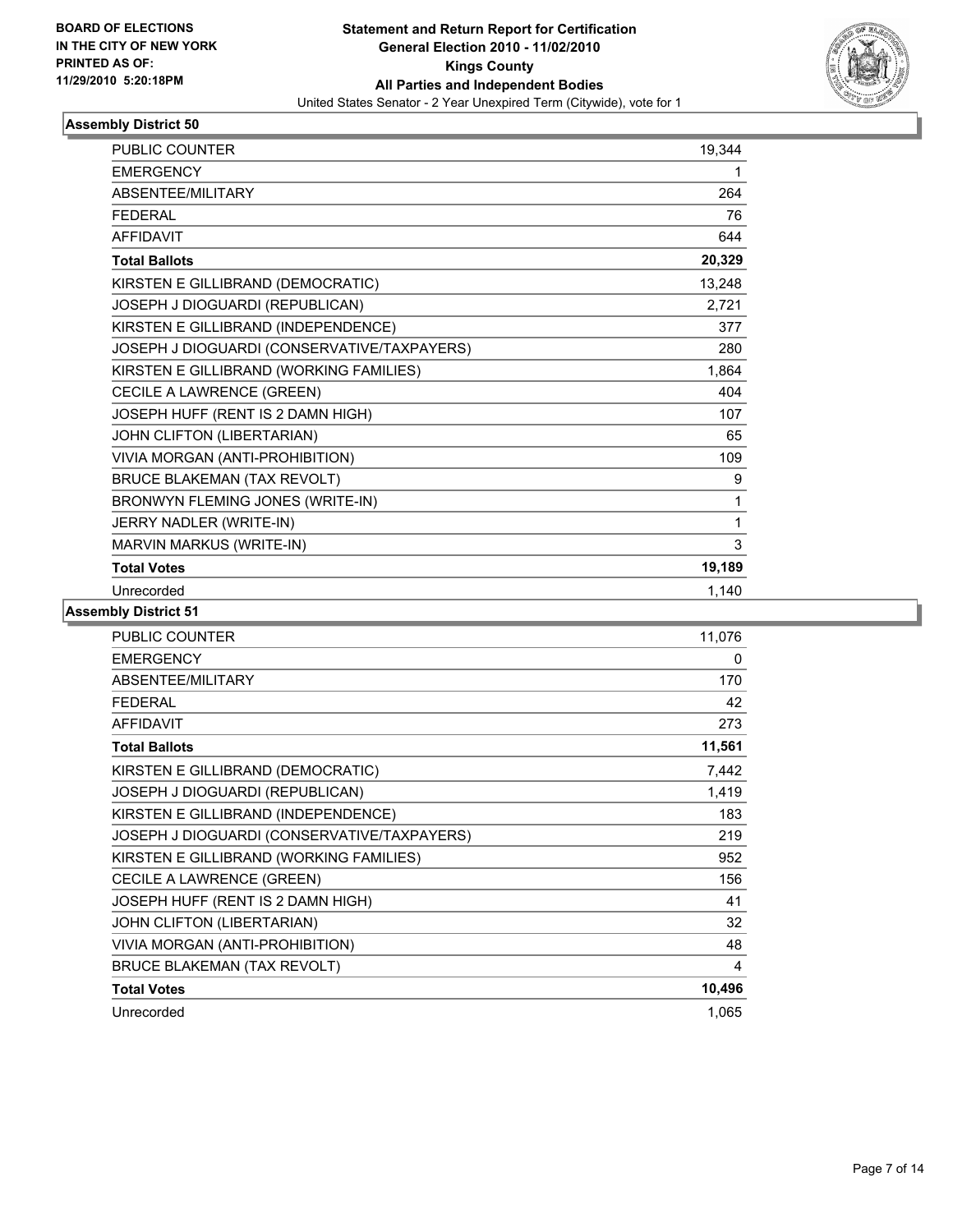BOARD OF ELECTIONS
IN THE CITY OF NEW YORK
PRINTED AS OF:
11/29/2010 5:20:18PM

**Statement and Return Report for Certification**
**General Election 2010 - 11/02/2010**
**Kings County**
**All Parties and Independent Bodies**
United States Senator - 2 Year Unexpired Term (Citywide), vote for 1

### Assembly District 50

| | |
|---|---|
| PUBLIC COUNTER | 19,344 |
| EMERGENCY | 1 |
| ABSENTEE/MILITARY | 264 |
| FEDERAL | 76 |
| AFFIDAVIT | 644 |
| **Total Ballots** | **20,329** |
| KIRSTEN E GILLIBRAND (DEMOCRATIC) | 13,248 |
| JOSEPH J DIOGUARDI (REPUBLICAN) | 2,721 |
| KIRSTEN E GILLIBRAND (INDEPENDENCE) | 377 |
| JOSEPH J DIOGUARDI (CONSERVATIVE/TAXPAYERS) | 280 |
| KIRSTEN E GILLIBRAND (WORKING FAMILIES) | 1,864 |
| CECILE A LAWRENCE (GREEN) | 404 |
| JOSEPH HUFF (RENT IS 2 DAMN HIGH) | 107 |
| JOHN CLIFTON (LIBERTARIAN) | 65 |
| VIVIA MORGAN (ANTI-PROHIBITION) | 109 |
| BRUCE BLAKEMAN (TAX REVOLT) | 9 |
| BRONWYN FLEMING JONES (WRITE-IN) | 1 |
| JERRY NADLER (WRITE-IN) | 1 |
| MARVIN MARKUS (WRITE-IN) | 3 |
| **Total Votes** | **19,189** |
| Unrecorded | 1,140 |

### Assembly District 51

| | |
|---|---|
| PUBLIC COUNTER | 11,076 |
| EMERGENCY | 0 |
| ABSENTEE/MILITARY | 170 |
| FEDERAL | 42 |
| AFFIDAVIT | 273 |
| **Total Ballots** | **11,561** |
| KIRSTEN E GILLIBRAND (DEMOCRATIC) | 7,442 |
| JOSEPH J DIOGUARDI (REPUBLICAN) | 1,419 |
| KIRSTEN E GILLIBRAND (INDEPENDENCE) | 183 |
| JOSEPH J DIOGUARDI (CONSERVATIVE/TAXPAYERS) | 219 |
| KIRSTEN E GILLIBRAND (WORKING FAMILIES) | 952 |
| CECILE A LAWRENCE (GREEN) | 156 |
| JOSEPH HUFF (RENT IS 2 DAMN HIGH) | 41 |
| JOHN CLIFTON (LIBERTARIAN) | 32 |
| VIVIA MORGAN (ANTI-PROHIBITION) | 48 |
| BRUCE BLAKEMAN (TAX REVOLT) | 4 |
| **Total Votes** | **10,496** |
| Unrecorded | 1,065 |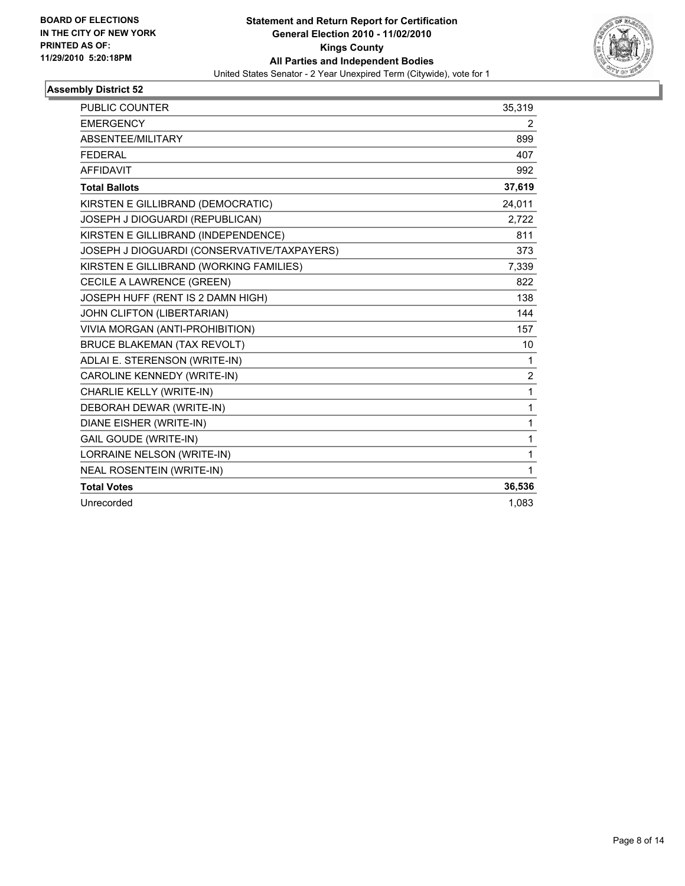**BOARD OF ELECTIONS IN THE CITY OF NEW YORK PRINTED AS OF: 11/29/2010 5:20:18PM**

**Statement and Return Report for Certification**
**General Election 2010 - 11/02/2010**
**Kings County**
**All Parties and Independent Bodies**
United States Senator - 2 Year Unexpired Term (Citywide), vote for 1

### Assembly District 52

| | |
|---|---|
| PUBLIC COUNTER | 35,319 |
| EMERGENCY | 2 |
| ABSENTEE/MILITARY | 899 |
| FEDERAL | 407 |
| AFFIDAVIT | 992 |
| **Total Ballots** | **37,619** |
| KIRSTEN E GILLIBRAND (DEMOCRATIC) | 24,011 |
| JOSEPH J DIOGUARDI (REPUBLICAN) | 2,722 |
| KIRSTEN E GILLIBRAND (INDEPENDENCE) | 811 |
| JOSEPH J DIOGUARDI (CONSERVATIVE/TAXPAYERS) | 373 |
| KIRSTEN E GILLIBRAND (WORKING FAMILIES) | 7,339 |
| CECILE A LAWRENCE (GREEN) | 822 |
| JOSEPH HUFF (RENT IS 2 DAMN HIGH) | 138 |
| JOHN CLIFTON (LIBERTARIAN) | 144 |
| VIVIA MORGAN (ANTI-PROHIBITION) | 157 |
| BRUCE BLAKEMAN (TAX REVOLT) | 10 |
| ADLAI E. STERENSON (WRITE-IN) | 1 |
| CAROLINE KENNEDY (WRITE-IN) | 2 |
| CHARLIE KELLY (WRITE-IN) | 1 |
| DEBORAH DEWAR (WRITE-IN) | 1 |
| DIANE EISHER (WRITE-IN) | 1 |
| GAIL GOUDE (WRITE-IN) | 1 |
| LORRAINE NELSON (WRITE-IN) | 1 |
| NEAL ROSENTEIN (WRITE-IN) | 1 |
| **Total Votes** | **36,536** |
| Unrecorded | 1,083 |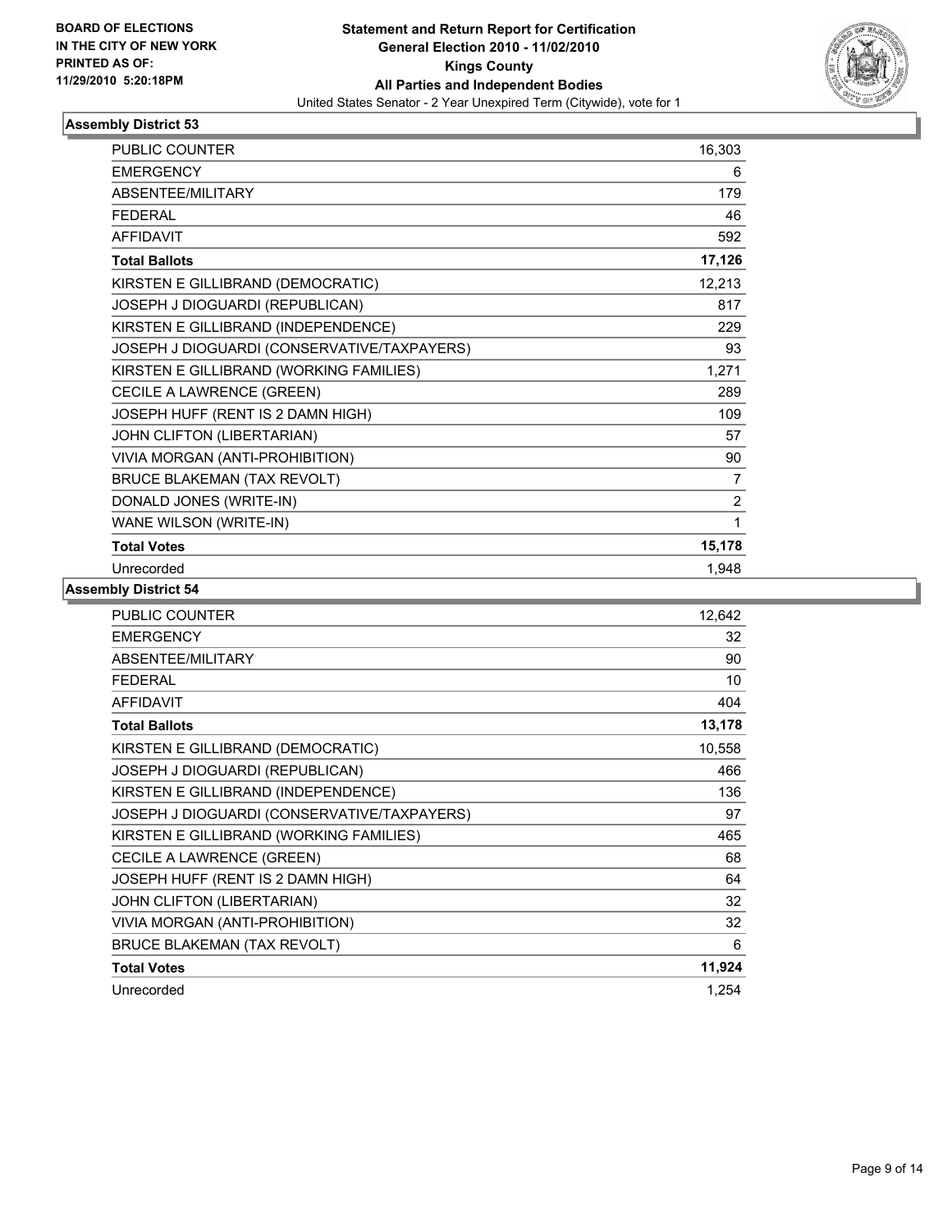**BOARD OF ELECTIONS IN THE CITY OF NEW YORK PRINTED AS OF: 11/29/2010 5:20:18PM**

**Statement and Return Report for Certification General Election 2010 - 11/02/2010 Kings County All Parties and Independent Bodies**

United States Senator - 2 Year Unexpired Term (Citywide), vote for 1

### Assembly District 53

| | |
|---|---|
| PUBLIC COUNTER | 16,303 |
| EMERGENCY | 6 |
| ABSENTEE/MILITARY | 179 |
| FEDERAL | 46 |
| AFFIDAVIT | 592 |
| **Total Ballots** | **17,126** |
| KIRSTEN E GILLIBRAND (DEMOCRATIC) | 12,213 |
| JOSEPH J DIOGUARDI (REPUBLICAN) | 817 |
| KIRSTEN E GILLIBRAND (INDEPENDENCE) | 229 |
| JOSEPH J DIOGUARDI (CONSERVATIVE/TAXPAYERS) | 93 |
| KIRSTEN E GILLIBRAND (WORKING FAMILIES) | 1,271 |
| CECILE A LAWRENCE (GREEN) | 289 |
| JOSEPH HUFF (RENT IS 2 DAMN HIGH) | 109 |
| JOHN CLIFTON (LIBERTARIAN) | 57 |
| VIVIA MORGAN (ANTI-PROHIBITION) | 90 |
| BRUCE BLAKEMAN (TAX REVOLT) | 7 |
| DONALD JONES (WRITE-IN) | 2 |
| WANE WILSON (WRITE-IN) | 1 |
| **Total Votes** | **15,178** |
| Unrecorded | 1,948 |

### Assembly District 54

| | |
|---|---|
| PUBLIC COUNTER | 12,642 |
| EMERGENCY | 32 |
| ABSENTEE/MILITARY | 90 |
| FEDERAL | 10 |
| AFFIDAVIT | 404 |
| **Total Ballots** | **13,178** |
| KIRSTEN E GILLIBRAND (DEMOCRATIC) | 10,558 |
| JOSEPH J DIOGUARDI (REPUBLICAN) | 466 |
| KIRSTEN E GILLIBRAND (INDEPENDENCE) | 136 |
| JOSEPH J DIOGUARDI (CONSERVATIVE/TAXPAYERS) | 97 |
| KIRSTEN E GILLIBRAND (WORKING FAMILIES) | 465 |
| CECILE A LAWRENCE (GREEN) | 68 |
| JOSEPH HUFF (RENT IS 2 DAMN HIGH) | 64 |
| JOHN CLIFTON (LIBERTARIAN) | 32 |
| VIVIA MORGAN (ANTI-PROHIBITION) | 32 |
| BRUCE BLAKEMAN (TAX REVOLT) | 6 |
| **Total Votes** | **11,924** |
| Unrecorded | 1,254 |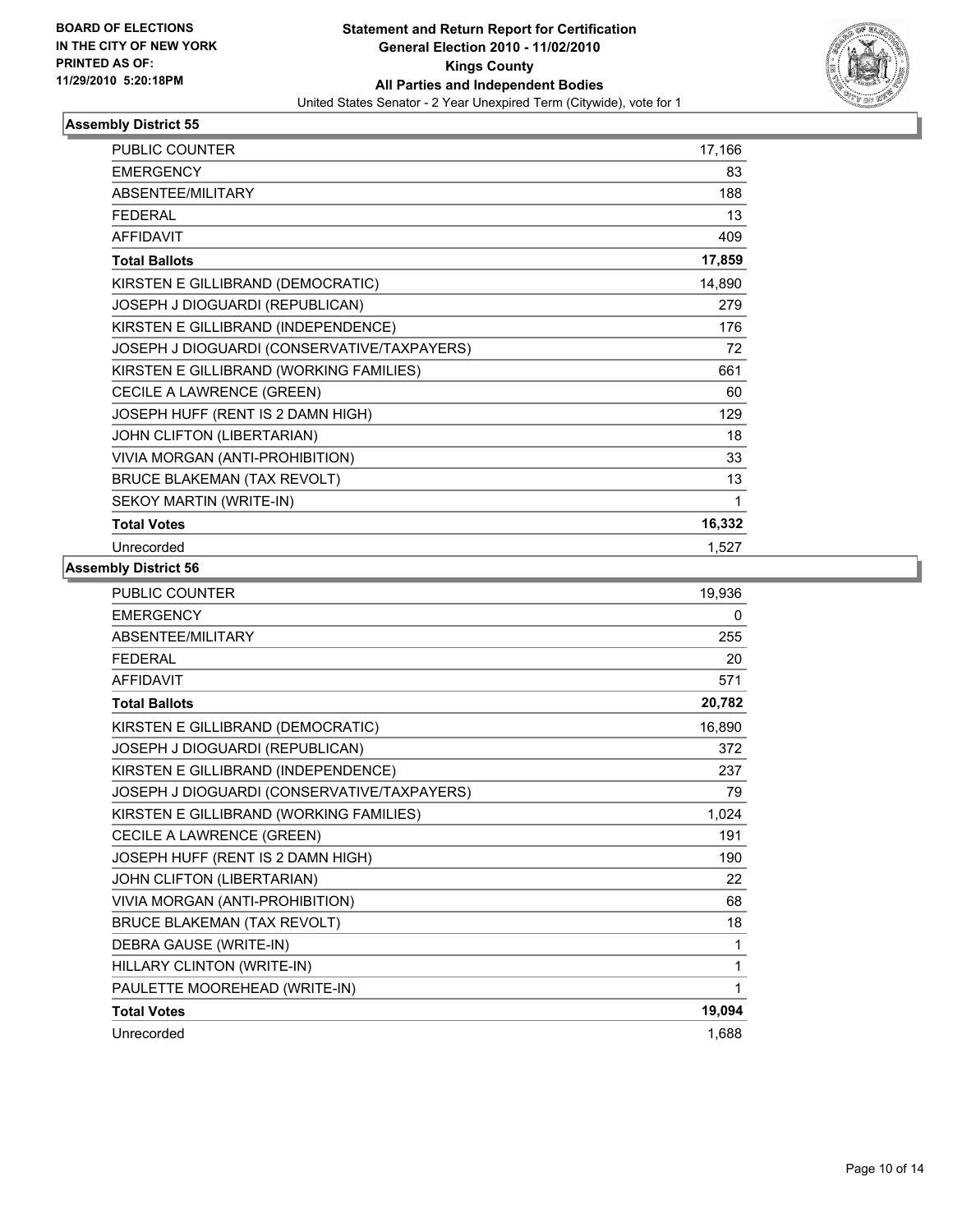BOARD OF ELECTIONS
IN THE CITY OF NEW YORK
PRINTED AS OF:
11/29/2010 5:20:18PM

**Statement and Return Report for Certification**
**General Election 2010 - 11/02/2010**
**Kings County**
**All Parties and Independent Bodies**
United States Senator - 2 Year Unexpired Term (Citywide), vote for 1

### Assembly District 55

| | |
|---|---|
| PUBLIC COUNTER | 17,166 |
| EMERGENCY | 83 |
| ABSENTEE/MILITARY | 188 |
| FEDERAL | 13 |
| AFFIDAVIT | 409 |
| **Total Ballots** | **17,859** |
| KIRSTEN E GILLIBRAND (DEMOCRATIC) | 14,890 |
| JOSEPH J DIOGUARDI (REPUBLICAN) | 279 |
| KIRSTEN E GILLIBRAND (INDEPENDENCE) | 176 |
| JOSEPH J DIOGUARDI (CONSERVATIVE/TAXPAYERS) | 72 |
| KIRSTEN E GILLIBRAND (WORKING FAMILIES) | 661 |
| CECILE A LAWRENCE (GREEN) | 60 |
| JOSEPH HUFF (RENT IS 2 DAMN HIGH) | 129 |
| JOHN CLIFTON (LIBERTARIAN) | 18 |
| VIVIA MORGAN (ANTI-PROHIBITION) | 33 |
| BRUCE BLAKEMAN (TAX REVOLT) | 13 |
| SEKOY MARTIN (WRITE-IN) | 1 |
| **Total Votes** | **16,332** |
| Unrecorded | 1,527 |

### Assembly District 56

| | |
|---|---|
| PUBLIC COUNTER | 19,936 |
| EMERGENCY | 0 |
| ABSENTEE/MILITARY | 255 |
| FEDERAL | 20 |
| AFFIDAVIT | 571 |
| **Total Ballots** | **20,782** |
| KIRSTEN E GILLIBRAND (DEMOCRATIC) | 16,890 |
| JOSEPH J DIOGUARDI (REPUBLICAN) | 372 |
| KIRSTEN E GILLIBRAND (INDEPENDENCE) | 237 |
| JOSEPH J DIOGUARDI (CONSERVATIVE/TAXPAYERS) | 79 |
| KIRSTEN E GILLIBRAND (WORKING FAMILIES) | 1,024 |
| CECILE A LAWRENCE (GREEN) | 191 |
| JOSEPH HUFF (RENT IS 2 DAMN HIGH) | 190 |
| JOHN CLIFTON (LIBERTARIAN) | 22 |
| VIVIA MORGAN (ANTI-PROHIBITION) | 68 |
| BRUCE BLAKEMAN (TAX REVOLT) | 18 |
| DEBRA GAUSE (WRITE-IN) | 1 |
| HILLARY CLINTON (WRITE-IN) | 1 |
| PAULETTE MOOREHEAD (WRITE-IN) | 1 |
| **Total Votes** | **19,094** |
| Unrecorded | 1,688 |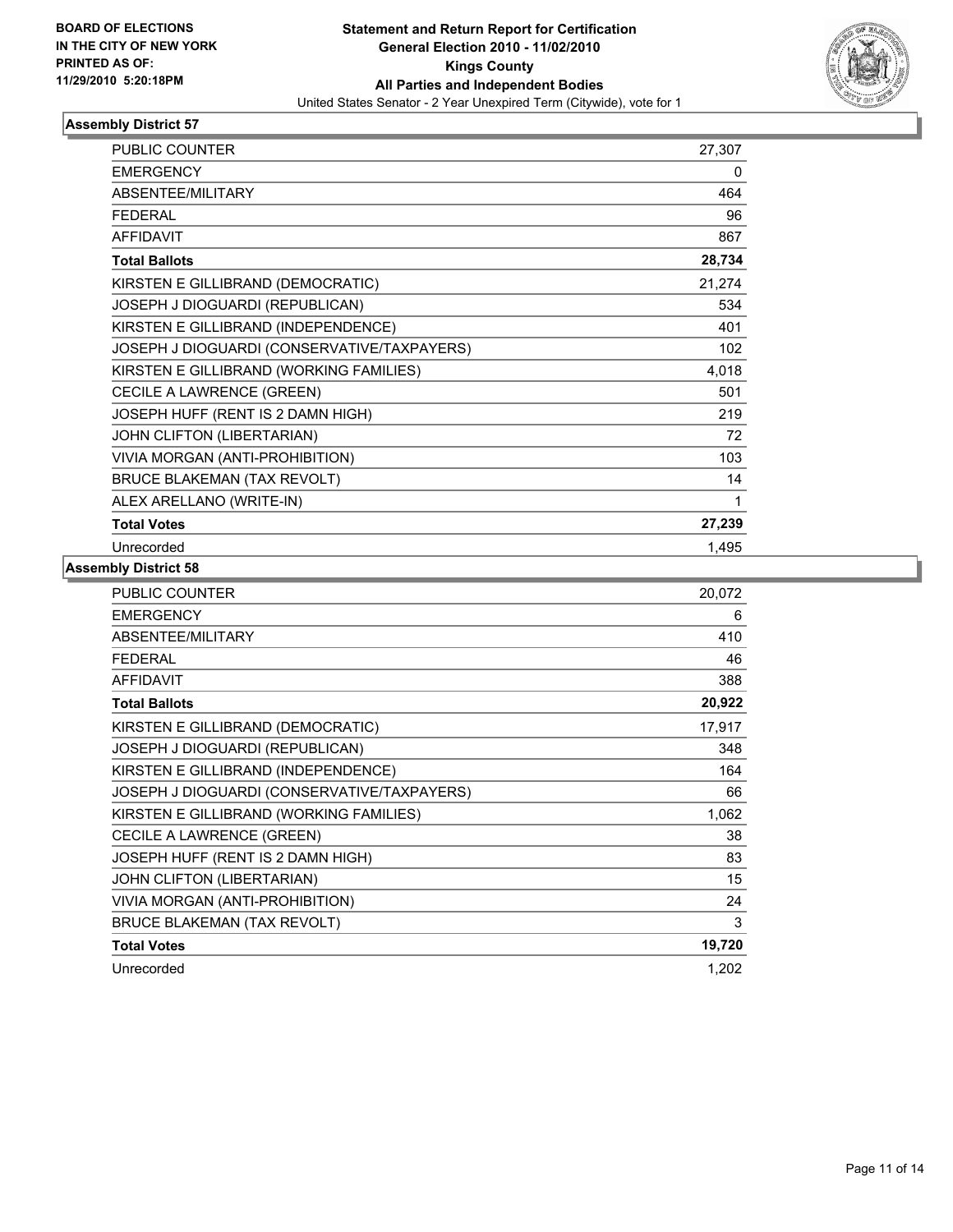**BOARD OF ELECTIONS IN THE CITY OF NEW YORK PRINTED AS OF: 11/29/2010 5:20:18PM**

**Statement and Return Report for Certification General Election 2010 - 11/02/2010 Kings County All Parties and Independent Bodies**

United States Senator - 2 Year Unexpired Term (Citywide), vote for 1

### Assembly District 57

| | |
|---|---|
| PUBLIC COUNTER | 27,307 |
| EMERGENCY | 0 |
| ABSENTEE/MILITARY | 464 |
| FEDERAL | 96 |
| AFFIDAVIT | 867 |
| **Total Ballots** | **28,734** |
| KIRSTEN E GILLIBRAND (DEMOCRATIC) | 21,274 |
| JOSEPH J DIOGUARDI (REPUBLICAN) | 534 |
| KIRSTEN E GILLIBRAND (INDEPENDENCE) | 401 |
| JOSEPH J DIOGUARDI (CONSERVATIVE/TAXPAYERS) | 102 |
| KIRSTEN E GILLIBRAND (WORKING FAMILIES) | 4,018 |
| CECILE A LAWRENCE (GREEN) | 501 |
| JOSEPH HUFF (RENT IS 2 DAMN HIGH) | 219 |
| JOHN CLIFTON (LIBERTARIAN) | 72 |
| VIVIA MORGAN (ANTI-PROHIBITION) | 103 |
| BRUCE BLAKEMAN (TAX REVOLT) | 14 |
| ALEX ARELLANO (WRITE-IN) | 1 |
| **Total Votes** | **27,239** |
| Unrecorded | 1,495 |

### Assembly District 58

| | |
|---|---|
| PUBLIC COUNTER | 20,072 |
| EMERGENCY | 6 |
| ABSENTEE/MILITARY | 410 |
| FEDERAL | 46 |
| AFFIDAVIT | 388 |
| **Total Ballots** | **20,922** |
| KIRSTEN E GILLIBRAND (DEMOCRATIC) | 17,917 |
| JOSEPH J DIOGUARDI (REPUBLICAN) | 348 |
| KIRSTEN E GILLIBRAND (INDEPENDENCE) | 164 |
| JOSEPH J DIOGUARDI (CONSERVATIVE/TAXPAYERS) | 66 |
| KIRSTEN E GILLIBRAND (WORKING FAMILIES) | 1,062 |
| CECILE A LAWRENCE (GREEN) | 38 |
| JOSEPH HUFF (RENT IS 2 DAMN HIGH) | 83 |
| JOHN CLIFTON (LIBERTARIAN) | 15 |
| VIVIA MORGAN (ANTI-PROHIBITION) | 24 |
| BRUCE BLAKEMAN (TAX REVOLT) | 3 |
| **Total Votes** | **19,720** |
| Unrecorded | 1,202 |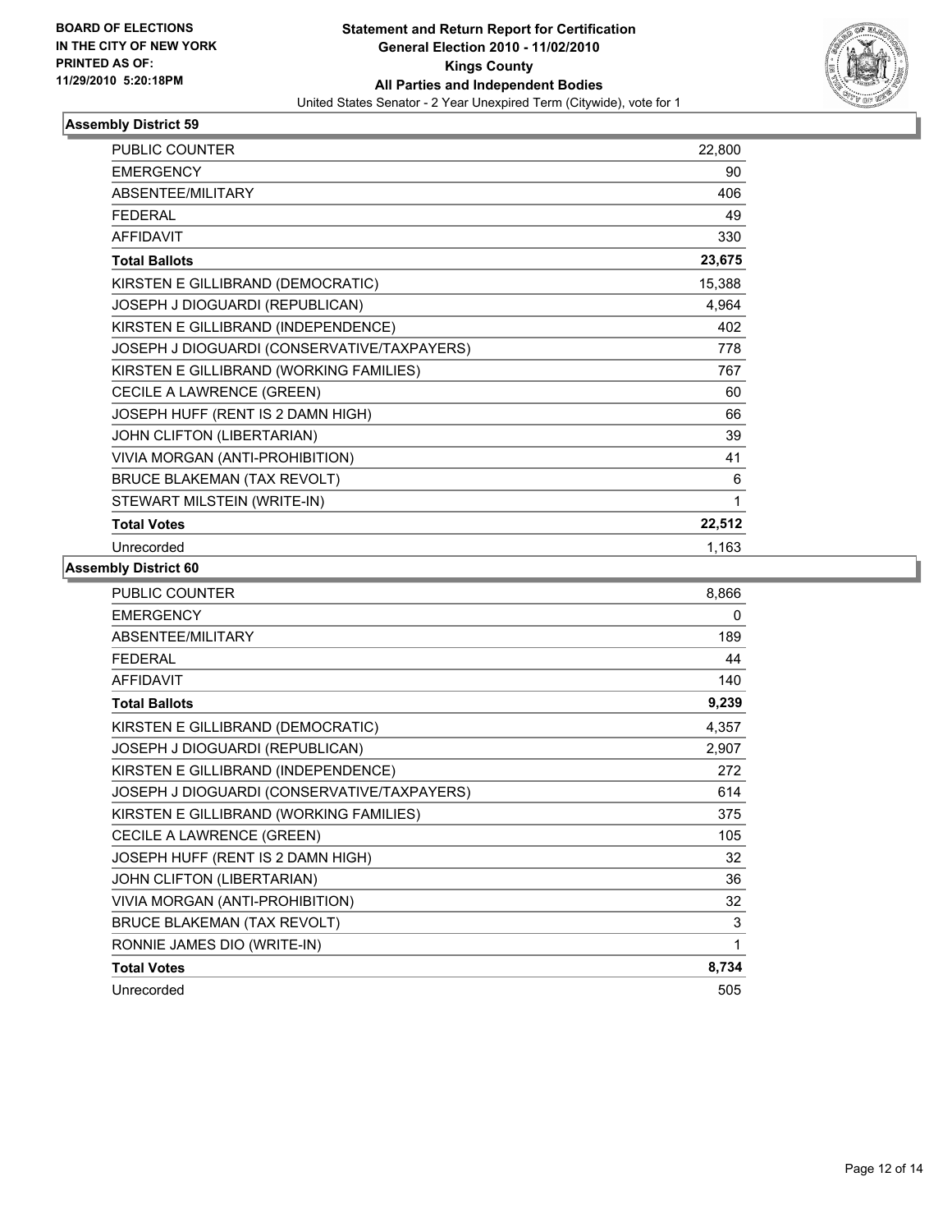BOARD OF ELECTIONS
IN THE CITY OF NEW YORK
PRINTED AS OF:
11/29/2010 5:20:18PM

**Statement and Return Report for Certification**
**General Election 2010 - 11/02/2010**
**Kings County**
**All Parties and Independent Bodies**
United States Senator - 2 Year Unexpired Term (Citywide), vote for 1

### Assembly District 59

| | |
|---|---|
| PUBLIC COUNTER | 22,800 |
| EMERGENCY | 90 |
| ABSENTEE/MILITARY | 406 |
| FEDERAL | 49 |
| AFFIDAVIT | 330 |
| **Total Ballots** | **23,675** |
| KIRSTEN E GILLIBRAND (DEMOCRATIC) | 15,388 |
| JOSEPH J DIOGUARDI (REPUBLICAN) | 4,964 |
| KIRSTEN E GILLIBRAND (INDEPENDENCE) | 402 |
| JOSEPH J DIOGUARDI (CONSERVATIVE/TAXPAYERS) | 778 |
| KIRSTEN E GILLIBRAND (WORKING FAMILIES) | 767 |
| CECILE A LAWRENCE (GREEN) | 60 |
| JOSEPH HUFF (RENT IS 2 DAMN HIGH) | 66 |
| JOHN CLIFTON (LIBERTARIAN) | 39 |
| VIVIA MORGAN (ANTI-PROHIBITION) | 41 |
| BRUCE BLAKEMAN (TAX REVOLT) | 6 |
| STEWART MILSTEIN (WRITE-IN) | 1 |
| **Total Votes** | **22,512** |
| Unrecorded | 1,163 |

### Assembly District 60

| | |
|---|---|
| PUBLIC COUNTER | 8,866 |
| EMERGENCY | 0 |
| ABSENTEE/MILITARY | 189 |
| FEDERAL | 44 |
| AFFIDAVIT | 140 |
| **Total Ballots** | **9,239** |
| KIRSTEN E GILLIBRAND (DEMOCRATIC) | 4,357 |
| JOSEPH J DIOGUARDI (REPUBLICAN) | 2,907 |
| KIRSTEN E GILLIBRAND (INDEPENDENCE) | 272 |
| JOSEPH J DIOGUARDI (CONSERVATIVE/TAXPAYERS) | 614 |
| KIRSTEN E GILLIBRAND (WORKING FAMILIES) | 375 |
| CECILE A LAWRENCE (GREEN) | 105 |
| JOSEPH HUFF (RENT IS 2 DAMN HIGH) | 32 |
| JOHN CLIFTON (LIBERTARIAN) | 36 |
| VIVIA MORGAN (ANTI-PROHIBITION) | 32 |
| BRUCE BLAKEMAN (TAX REVOLT) | 3 |
| RONNIE JAMES DIO (WRITE-IN) | 1 |
| **Total Votes** | **8,734** |
| Unrecorded | 505 |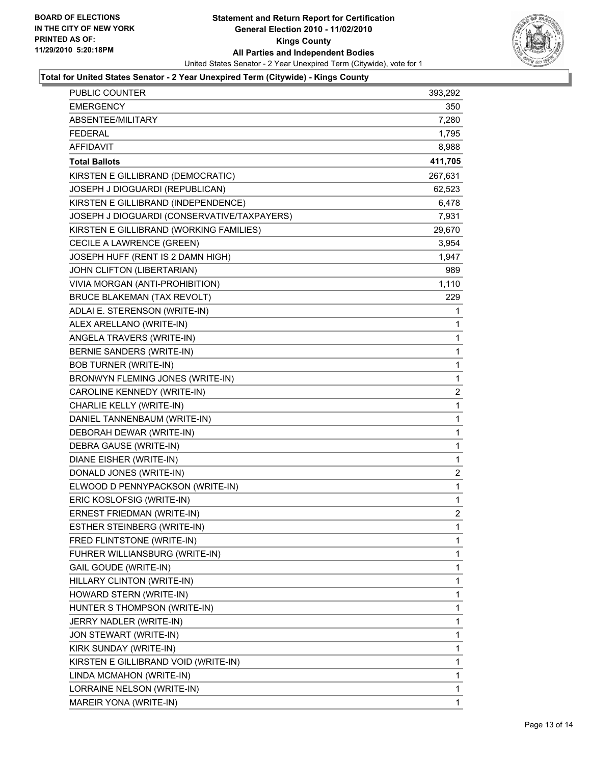**BOARD OF ELECTIONS IN THE CITY OF NEW YORK PRINTED AS OF: 11/29/2010 5:20:18PM**

# Statement and Return Report for Certification
## General Election 2010 - 11/02/2010
## Kings County
## All Parties and Independent Bodies

United States Senator - 2 Year Unexpired Term (Citywide), vote for 1

### Total for United States Senator - 2 Year Unexpired Term (Citywide) - Kings County

| | |
|---|---|
| PUBLIC COUNTER | 393,292 |
| EMERGENCY | 350 |
| ABSENTEE/MILITARY | 7,280 |
| FEDERAL | 1,795 |
| AFFIDAVIT | 8,988 |
| **Total Ballots** | **411,705** |
| KIRSTEN E GILLIBRAND (DEMOCRATIC) | 267,631 |
| JOSEPH J DIOGUARDI (REPUBLICAN) | 62,523 |
| KIRSTEN E GILLIBRAND (INDEPENDENCE) | 6,478 |
| JOSEPH J DIOGUARDI (CONSERVATIVE/TAXPAYERS) | 7,931 |
| KIRSTEN E GILLIBRAND (WORKING FAMILIES) | 29,670 |
| CECILE A LAWRENCE (GREEN) | 3,954 |
| JOSEPH HUFF (RENT IS 2 DAMN HIGH) | 1,947 |
| JOHN CLIFTON (LIBERTARIAN) | 989 |
| VIVIA MORGAN (ANTI-PROHIBITION) | 1,110 |
| BRUCE BLAKEMAN (TAX REVOLT) | 229 |
| ADLAI E. STERENSON (WRITE-IN) | 1 |
| ALEX ARELLANO (WRITE-IN) | 1 |
| ANGELA TRAVERS (WRITE-IN) | 1 |
| BERNIE SANDERS (WRITE-IN) | 1 |
| BOB TURNER (WRITE-IN) | 1 |
| BRONWYN FLEMING JONES (WRITE-IN) | 1 |
| CAROLINE KENNEDY (WRITE-IN) | 2 |
| CHARLIE KELLY (WRITE-IN) | 1 |
| DANIEL TANNENBAUM (WRITE-IN) | 1 |
| DEBORAH DEWAR (WRITE-IN) | 1 |
| DEBRA GAUSE (WRITE-IN) | 1 |
| DIANE EISHER (WRITE-IN) | 1 |
| DONALD JONES (WRITE-IN) | 2 |
| ELWOOD D PENNYPACKSON (WRITE-IN) | 1 |
| ERIC KOSLOFSIG (WRITE-IN) | 1 |
| ERNEST FRIEDMAN (WRITE-IN) | 2 |
| ESTHER STEINBERG (WRITE-IN) | 1 |
| FRED FLINTSTONE (WRITE-IN) | 1 |
| FUHRER WILLIANSBURG (WRITE-IN) | 1 |
| GAIL GOUDE (WRITE-IN) | 1 |
| HILLARY CLINTON (WRITE-IN) | 1 |
| HOWARD STERN (WRITE-IN) | 1 |
| HUNTER S THOMPSON (WRITE-IN) | 1 |
| JERRY NADLER (WRITE-IN) | 1 |
| JON STEWART (WRITE-IN) | 1 |
| KIRK SUNDAY (WRITE-IN) | 1 |
| KIRSTEN E GILLIBRAND VOID (WRITE-IN) | 1 |
| LINDA MCMAHON (WRITE-IN) | 1 |
| LORRAINE NELSON (WRITE-IN) | 1 |
| MAREIR YONA (WRITE-IN) | 1 |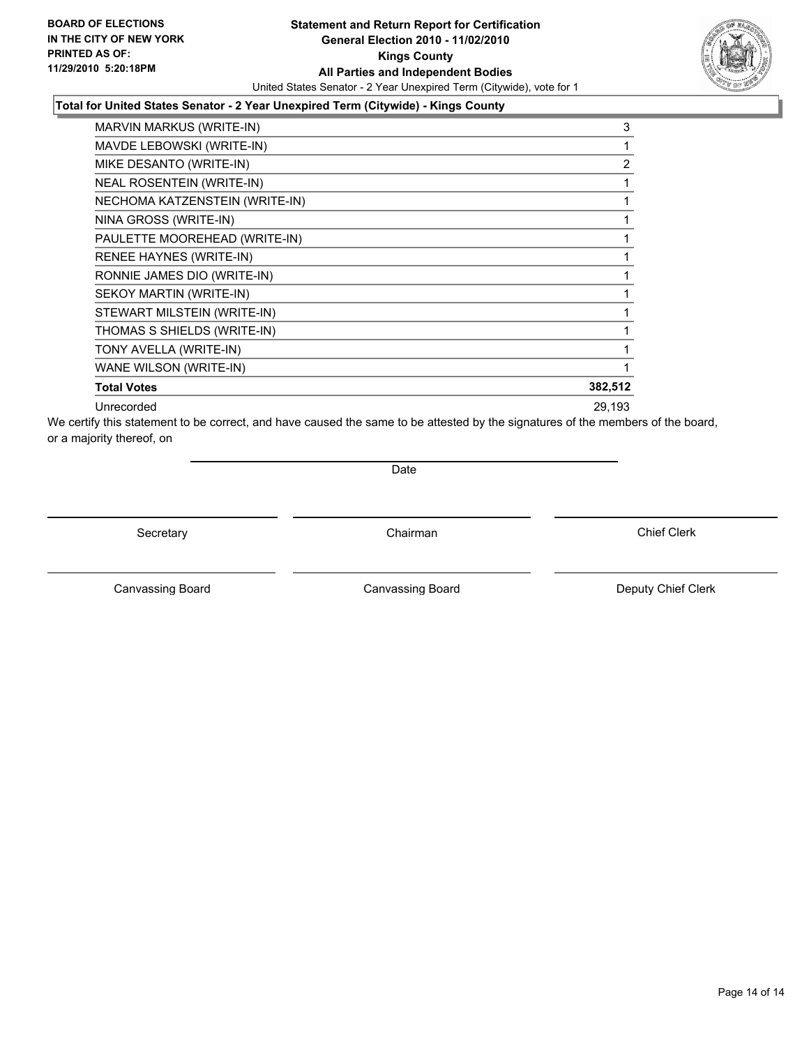**BOARD OF ELECTIONS IN THE CITY OF NEW YORK PRINTED AS OF: 11/29/2010 5:20:18PM**

**Statement and Return Report for Certification General Election 2010 - 11/02/2010 Kings County All Parties and Independent Bodies**

United States Senator - 2 Year Unexpired Term (Citywide), vote for 1

**Total for United States Senator - 2 Year Unexpired Term (Citywide) - Kings County**

| | |
|---|---|
| MARVIN MARKUS (WRITE-IN) | 3 |
| MAVDE LEBOWSKI (WRITE-IN) | 1 |
| MIKE DESANTO (WRITE-IN) | 2 |
| NEAL ROSENTEIN (WRITE-IN) | 1 |
| NECHOMA KATZENSTEIN (WRITE-IN) | 1 |
| NINA GROSS (WRITE-IN) | 1 |
| PAULETTE MOOREHEAD (WRITE-IN) | 1 |
| RENEE HAYNES (WRITE-IN) | 1 |
| RONNIE JAMES DIO (WRITE-IN) | 1 |
| SEKOY MARTIN (WRITE-IN) | 1 |
| STEWART MILSTEIN (WRITE-IN) | 1 |
| THOMAS S SHIELDS (WRITE-IN) | 1 |
| TONY AVELLA (WRITE-IN) | 1 |
| WANE WILSON (WRITE-IN) | 1 |
| **Total Votes** | **382,512** |
| Unrecorded | 29,193 |

We certify this statement to be correct, and have caused the same to be attested by the signatures of the members of the board, or a majority thereof, on

Date

Secretary | Chairman | Chief Clerk

Canvassing Board | Canvassing Board | Deputy Chief Clerk